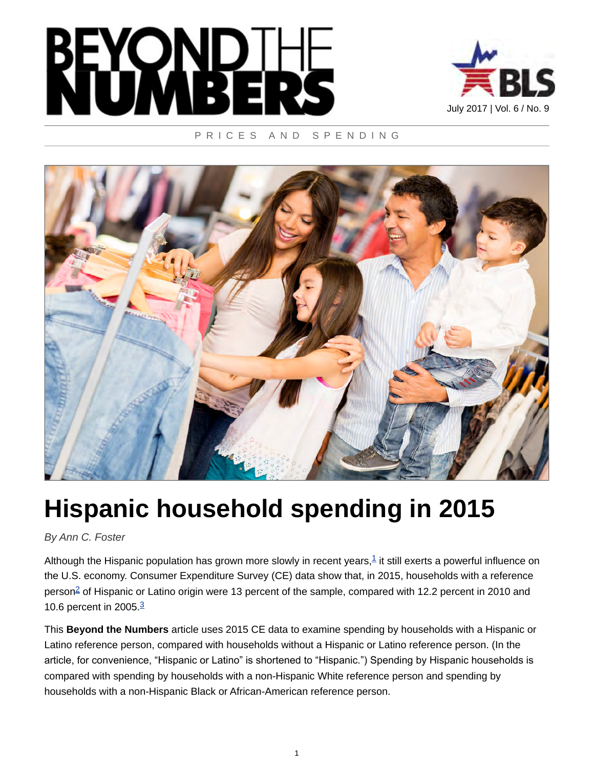# BEYOND THE NUMBERS

July 2017 | Vol. 6 / No. 9

PRICES AND SPENDING

# Hispanic household spending in 2015

*By Ann C. Foster*

Although the Hispanic population has grown more slowly in recent years,[1] it still exerts a powerful influence on the U.S. economy. Consumer Expenditure Survey (CE) data show that, in 2015, households with a reference person[2] of Hispanic or Latino origin were 13 percent of the sample, compared with 12.2 percent in 2010 and 10.6 percent in 2005.[3]

This **Beyond the Numbers** article uses 2015 CE data to examine spending by households with a Hispanic or Latino reference person, compared with households without a Hispanic or Latino reference person. (In the article, for convenience, "Hispanic or Latino" is shortened to "Hispanic.") Spending by Hispanic households is compared with spending by households with a non-Hispanic White reference person and spending by households with a non-Hispanic Black or African-American reference person.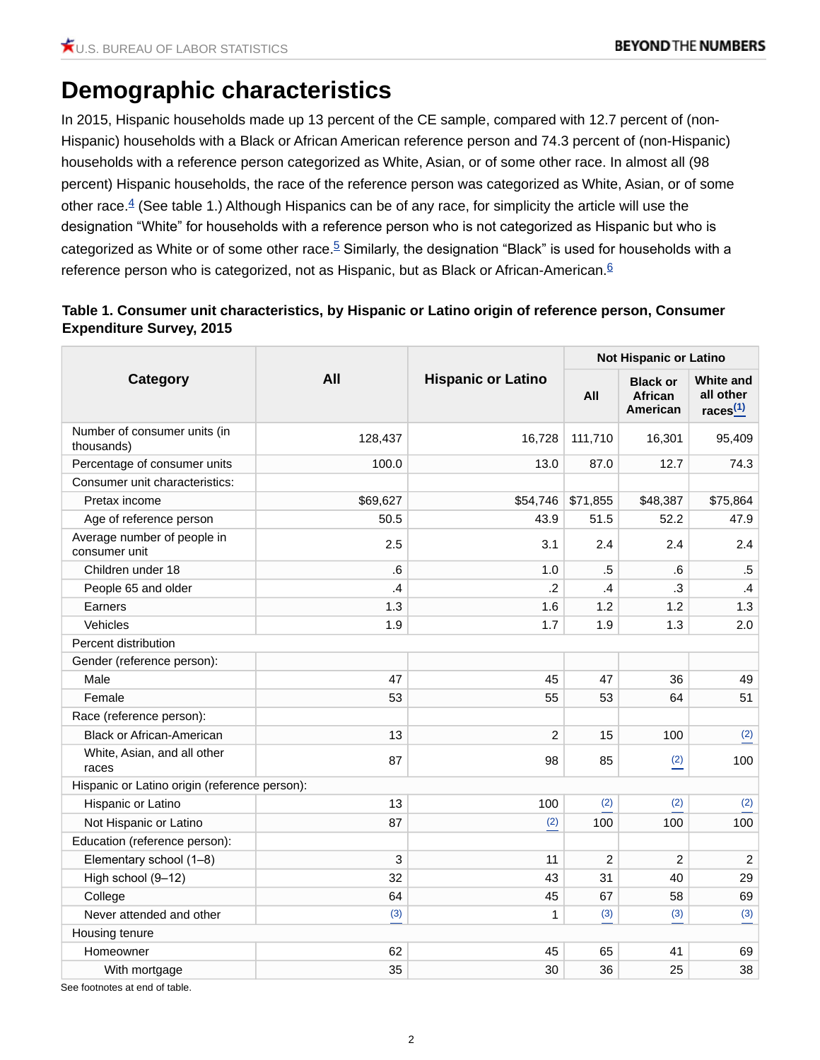# Demographic characteristics

In 2015, Hispanic households made up 13 percent of the CE sample, compared with 12.7 percent of (non-Hispanic) households with a Black or African American reference person and 74.3 percent of (non-Hispanic) households with a reference person categorized as White, Asian, or of some other race. In almost all (98 percent) Hispanic households, the race of the reference person was categorized as White, Asian, or of some other race.[4] (See table 1.) Although Hispanics can be of any race, for simplicity the article will use the designation "White" for households with a reference person who is not categorized as Hispanic but who is categorized as White or of some other race.[5] Similarly, the designation "Black" is used for households with a reference person who is categorized, not as Hispanic, but as Black or African-American.[6]

**Table 1. Consumer unit characteristics, by Hispanic or Latino origin of reference person, Consumer Expenditure Survey, 2015**

| Category | All | Hispanic or Latino | Not Hispanic or Latino | | |
|---|---|---|---|---|---|
| | | | All | Black or African American | White and all other races(1) |
| Number of consumer units (in thousands) | 128,437 | 16,728 | 111,710 | 16,301 | 95,409 |
| Percentage of consumer units | 100.0 | 13.0 | 87.0 | 12.7 | 74.3 |
| Consumer unit characteristics: | | | | | |
| Pretax income | $69,627 | $54,746 | $71,855 | $48,387 | $75,864 |
| Age of reference person | 50.5 | 43.9 | 51.5 | 52.2 | 47.9 |
| Average number of people in consumer unit | 2.5 | 3.1 | 2.4 | 2.4 | 2.4 |
| Children under 18 | .6 | 1.0 | .5 | .6 | .5 |
| People 65 and older | .4 | .2 | .4 | .3 | .4 |
| Earners | 1.3 | 1.6 | 1.2 | 1.2 | 1.3 |
| Vehicles | 1.9 | 1.7 | 1.9 | 1.3 | 2.0 |
| Percent distribution | | | | | |
| Gender (reference person): | | | | | |
| Male | 47 | 45 | 47 | 36 | 49 |
| Female | 53 | 55 | 53 | 64 | 51 |
| Race (reference person): | | | | | |
| Black or African-American | 13 | 2 | 15 | 100 | (2) |
| White, Asian, and all other races | 87 | 98 | 85 | (2) | 100 |
| Hispanic or Latino origin (reference person): | | | | | |
| Hispanic or Latino | 13 | 100 | (2) | (2) | (2) |
| Not Hispanic or Latino | 87 | (2) | 100 | 100 | 100 |
| Education (reference person): | | | | | |
| Elementary school (1–8) | 3 | 11 | 2 | 2 | 2 |
| High school (9–12) | 32 | 43 | 31 | 40 | 29 |
| College | 64 | 45 | 67 | 58 | 69 |
| Never attended and other | (3) | 1 | (3) | (3) | (3) |
| Housing tenure | | | | | |
| Homeowner | 62 | 45 | 65 | 41 | 69 |
| With mortgage | 35 | 30 | 36 | 25 | 38 |

See footnotes at end of table.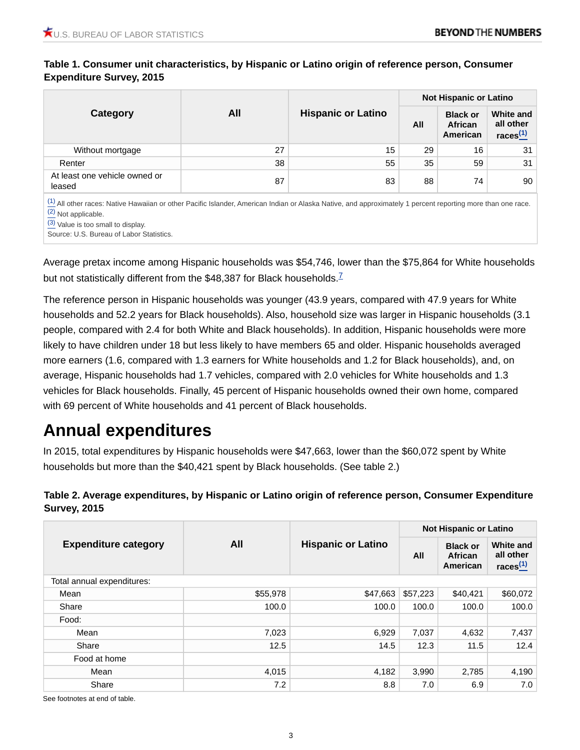**Table 1. Consumer unit characteristics, by Hispanic or Latino origin of reference person, Consumer Expenditure Survey, 2015**

| Category | All | Hispanic or Latino | Not Hispanic or Latino | | |
|---|---|---|---|---|---|
| | | | All | Black or African American | White and all other races[(1)] |
| Without mortgage | 27 | 15 | 29 | 16 | 31 |
| Renter | 38 | 55 | 35 | 59 | 31 |
| At least one vehicle owned or leased | 87 | 83 | 88 | 74 | 90 |

(1) All other races: Native Hawaiian or other Pacific Islander, American Indian or Alaska Native, and approximately 1 percent reporting more than one race.
(2) Not applicable.
(3) Value is too small to display.
Source: U.S. Bureau of Labor Statistics.

Average pretax income among Hispanic households was $54,746, lower than the $75,864 for White households but not statistically different from the $48,387 for Black households.[7]

The reference person in Hispanic households was younger (43.9 years, compared with 47.9 years for White households and 52.2 years for Black households). Also, household size was larger in Hispanic households (3.1 people, compared with 2.4 for both White and Black households). In addition, Hispanic households were more likely to have children under 18 but less likely to have members 65 and older. Hispanic households averaged more earners (1.6, compared with 1.3 earners for White households and 1.2 for Black households), and, on average, Hispanic households had 1.7 vehicles, compared with 2.0 vehicles for White households and 1.3 vehicles for Black households. Finally, 45 percent of Hispanic households owned their own home, compared with 69 percent of White households and 41 percent of Black households.

# Annual expenditures

In 2015, total expenditures by Hispanic households were $47,663, lower than the $60,072 spent by White households but more than the $40,421 spent by Black households. (See table 2.)

**Table 2. Average expenditures, by Hispanic or Latino origin of reference person, Consumer Expenditure Survey, 2015**

| Expenditure category | All | Hispanic or Latino | Not Hispanic or Latino | | |
|---|---|---|---|---|---|
| | | | All | Black or African American | White and all other races[(1)] |
| Total annual expenditures: | | | | | |
| Mean | $55,978 | $47,663 | $57,223 | $40,421 | $60,072 |
| Share | 100.0 | 100.0 | 100.0 | 100.0 | 100.0 |
| Food: | | | | | |
| Mean | 7,023 | 6,929 | 7,037 | 4,632 | 7,437 |
| Share | 12.5 | 14.5 | 12.3 | 11.5 | 12.4 |
| Food at home | | | | | |
| Mean | 4,015 | 4,182 | 3,990 | 2,785 | 4,190 |
| Share | 7.2 | 8.8 | 7.0 | 6.9 | 7.0 |

See footnotes at end of table.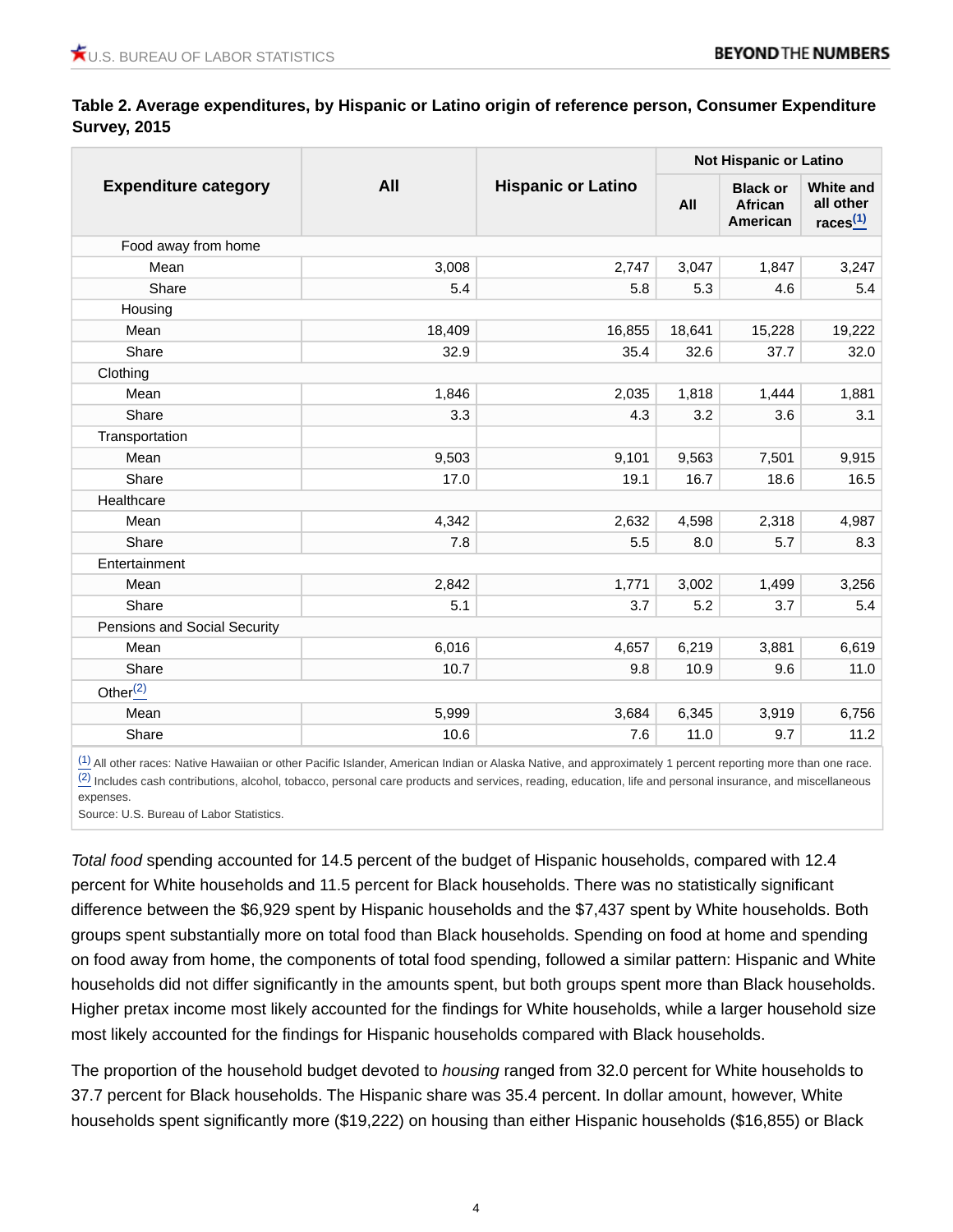**Table 2. Average expenditures, by Hispanic or Latino origin of reference person, Consumer Expenditure Survey, 2015**

| Expenditure category | All | Hispanic or Latino | Not Hispanic or Latino | | |
|---|---|---|---|---|---|
| | | | All | Black or African American | White and all other races[(1)] |
| Food away from home | | | | | |
| Mean | 3,008 | 2,747 | 3,047 | 1,847 | 3,247 |
| Share | 5.4 | 5.8 | 5.3 | 4.6 | 5.4 |
| Housing | | | | | |
| Mean | 18,409 | 16,855 | 18,641 | 15,228 | 19,222 |
| Share | 32.9 | 35.4 | 32.6 | 37.7 | 32.0 |
| Clothing | | | | | |
| Mean | 1,846 | 2,035 | 1,818 | 1,444 | 1,881 |
| Share | 3.3 | 4.3 | 3.2 | 3.6 | 3.1 |
| Transportation | | | | | |
| Mean | 9,503 | 9,101 | 9,563 | 7,501 | 9,915 |
| Share | 17.0 | 19.1 | 16.7 | 18.6 | 16.5 |
| Healthcare | | | | | |
| Mean | 4,342 | 2,632 | 4,598 | 2,318 | 4,987 |
| Share | 7.8 | 5.5 | 8.0 | 5.7 | 8.3 |
| Entertainment | | | | | |
| Mean | 2,842 | 1,771 | 3,002 | 1,499 | 3,256 |
| Share | 5.1 | 3.7 | 5.2 | 3.7 | 5.4 |
| Pensions and Social Security | | | | | |
| Mean | 6,016 | 4,657 | 6,219 | 3,881 | 6,619 |
| Share | 10.7 | 9.8 | 10.9 | 9.6 | 11.0 |
| Other[(2)] | | | | | |
| Mean | 5,999 | 3,684 | 6,345 | 3,919 | 6,756 |
| Share | 10.6 | 7.6 | 11.0 | 9.7 | 11.2 |

(1) All other races: Native Hawaiian or other Pacific Islander, American Indian or Alaska Native, and approximately 1 percent reporting more than one race.
(2) Includes cash contributions, alcohol, tobacco, personal care products and services, reading, education, life and personal insurance, and miscellaneous expenses.
Source: U.S. Bureau of Labor Statistics.

*Total food* spending accounted for 14.5 percent of the budget of Hispanic households, compared with 12.4 percent for White households and 11.5 percent for Black households. There was no statistically significant difference between the $6,929 spent by Hispanic households and the $7,437 spent by White households. Both groups spent substantially more on total food than Black households. Spending on food at home and spending on food away from home, the components of total food spending, followed a similar pattern: Hispanic and White households did not differ significantly in the amounts spent, but both groups spent more than Black households. Higher pretax income most likely accounted for the findings for White households, while a larger household size most likely accounted for the findings for Hispanic households compared with Black households.

The proportion of the household budget devoted to *housing* ranged from 32.0 percent for White households to 37.7 percent for Black households. The Hispanic share was 35.4 percent. In dollar amount, however, White households spent significantly more ($19,222) on housing than either Hispanic households ($16,855) or Black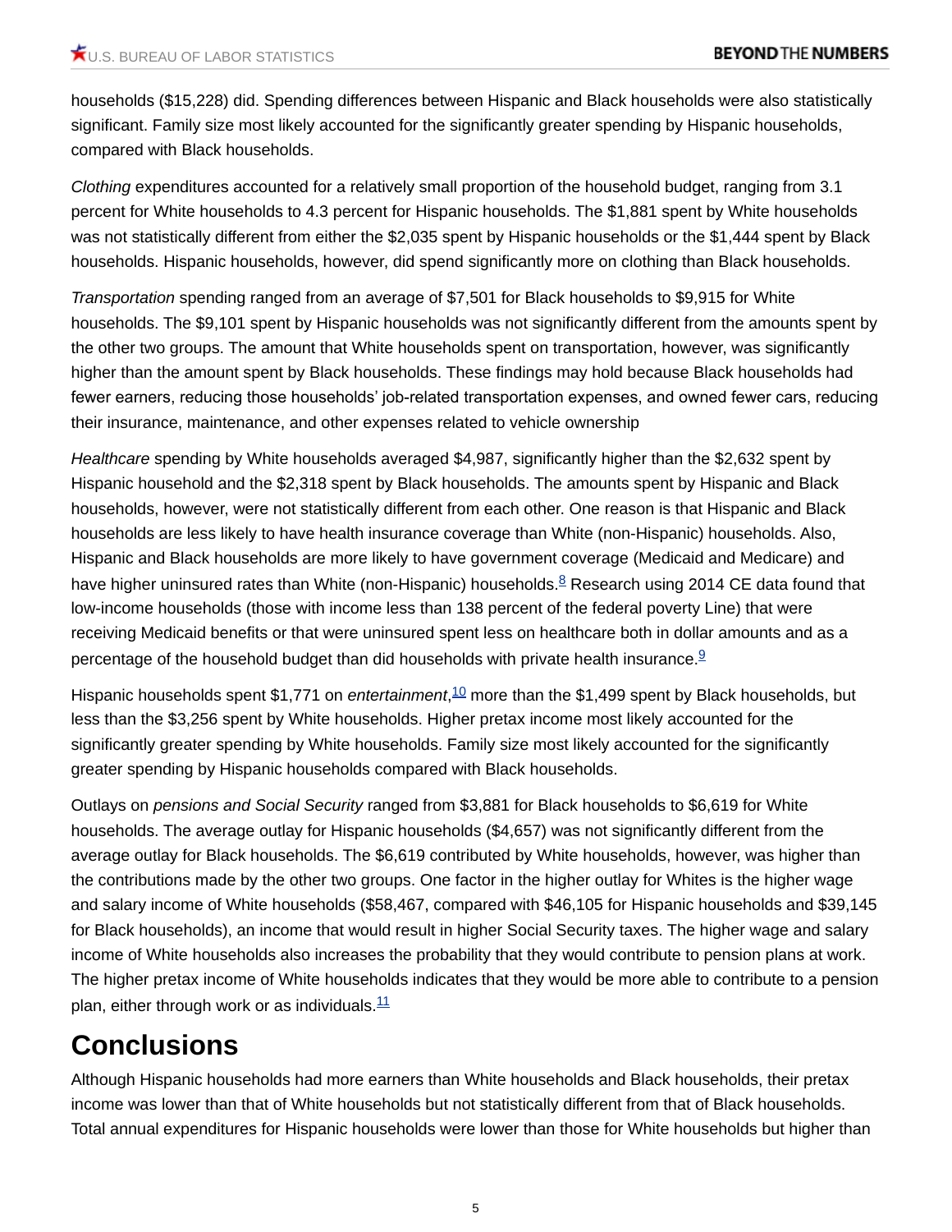households ($15,228) did. Spending differences between Hispanic and Black households were also statistically significant. Family size most likely accounted for the significantly greater spending by Hispanic households, compared with Black households.

*Clothing* expenditures accounted for a relatively small proportion of the household budget, ranging from 3.1 percent for White households to 4.3 percent for Hispanic households. The $1,881 spent by White households was not statistically different from either the $2,035 spent by Hispanic households or the $1,444 spent by Black households. Hispanic households, however, did spend significantly more on clothing than Black households.

*Transportation* spending ranged from an average of $7,501 for Black households to $9,915 for White households. The $9,101 spent by Hispanic households was not significantly different from the amounts spent by the other two groups. The amount that White households spent on transportation, however, was significantly higher than the amount spent by Black households. These findings may hold because Black households had fewer earners, reducing those households' job-related transportation expenses, and owned fewer cars, reducing their insurance, maintenance, and other expenses related to vehicle ownership

*Healthcare* spending by White households averaged $4,987, significantly higher than the $2,632 spent by Hispanic household and the $2,318 spent by Black households. The amounts spent by Hispanic and Black households, however, were not statistically different from each other. One reason is that Hispanic and Black households are less likely to have health insurance coverage than White (non-Hispanic) households. Also, Hispanic and Black households are more likely to have government coverage (Medicaid and Medicare) and have higher uninsured rates than White (non-Hispanic) households.[8] Research using 2014 CE data found that low-income households (those with income less than 138 percent of the federal poverty Line) that were receiving Medicaid benefits or that were uninsured spent less on healthcare both in dollar amounts and as a percentage of the household budget than did households with private health insurance.[9]

Hispanic households spent $1,771 on *entertainment*,[10] more than the $1,499 spent by Black households, but less than the $3,256 spent by White households. Higher pretax income most likely accounted for the significantly greater spending by White households. Family size most likely accounted for the significantly greater spending by Hispanic households compared with Black households.

Outlays on *pensions and Social Security* ranged from $3,881 for Black households to $6,619 for White households. The average outlay for Hispanic households ($4,657) was not significantly different from the average outlay for Black households. The $6,619 contributed by White households, however, was higher than the contributions made by the other two groups. One factor in the higher outlay for Whites is the higher wage and salary income of White households ($58,467, compared with $46,105 for Hispanic households and $39,145 for Black households), an income that would result in higher Social Security taxes. The higher wage and salary income of White households also increases the probability that they would contribute to pension plans at work. The higher pretax income of White households indicates that they would be more able to contribute to a pension plan, either through work or as individuals.[11]

# Conclusions

Although Hispanic households had more earners than White households and Black households, their pretax income was lower than that of White households but not statistically different from that of Black households. Total annual expenditures for Hispanic households were lower than those for White households but higher than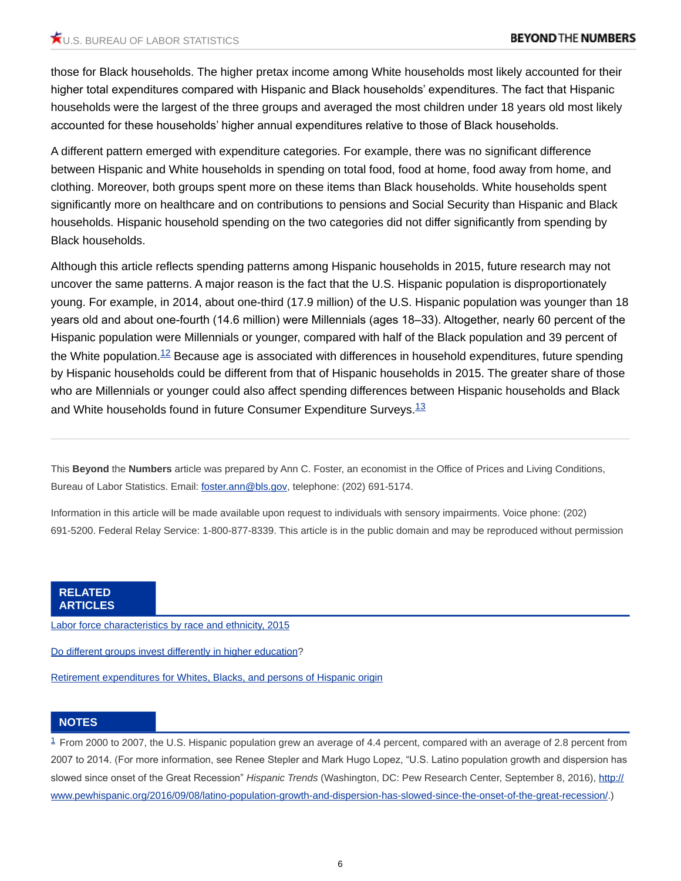those for Black households. The higher pretax income among White households most likely accounted for their higher total expenditures compared with Hispanic and Black households' expenditures. The fact that Hispanic households were the largest of the three groups and averaged the most children under 18 years old most likely accounted for these households' higher annual expenditures relative to those of Black households.

A different pattern emerged with expenditure categories. For example, there was no significant difference between Hispanic and White households in spending on total food, food at home, food away from home, and clothing. Moreover, both groups spent more on these items than Black households. White households spent significantly more on healthcare and on contributions to pensions and Social Security than Hispanic and Black households. Hispanic household spending on the two categories did not differ significantly from spending by Black households.

Although this article reflects spending patterns among Hispanic households in 2015, future research may not uncover the same patterns. A major reason is the fact that the U.S. Hispanic population is disproportionately young. For example, in 2014, about one-third (17.9 million) of the U.S. Hispanic population was younger than 18 years old and about one-fourth (14.6 million) were Millennials (ages 18–33). Altogether, nearly 60 percent of the Hispanic population were Millennials or younger, compared with half of the Black population and 39 percent of the White population.[12] Because age is associated with differences in household expenditures, future spending by Hispanic households could be different from that of Hispanic households in 2015. The greater share of those who are Millennials or younger could also affect spending differences between Hispanic households and Black and White households found in future Consumer Expenditure Surveys.[13]

---

This **Beyond** the **Numbers** article was prepared by Ann C. Foster, an economist in the Office of Prices and Living Conditions, Bureau of Labor Statistics. Email: foster.ann@bls.gov, telephone: (202) 691-5174.

Information in this article will be made available upon request to individuals with sensory impairments. Voice phone: (202) 691-5200. Federal Relay Service: 1-800-877-8339. This article is in the public domain and may be reproduced without permission

## RELATED ARTICLES

Labor force characteristics by race and ethnicity, 2015

Do different groups invest differently in higher education?

Retirement expenditures for Whites, Blacks, and persons of Hispanic origin

## NOTES

[1] From 2000 to 2007, the U.S. Hispanic population grew an average of 4.4 percent, compared with an average of 2.8 percent from 2007 to 2014. (For more information, see Renee Stepler and Mark Hugo Lopez, "U.S. Latino population growth and dispersion has slowed since onset of the Great Recession" *Hispanic Trends* (Washington, DC: Pew Research Center, September 8, 2016), http://www.pewhispanic.org/2016/09/08/latino-population-growth-and-dispersion-has-slowed-since-the-onset-of-the-great-recession/.)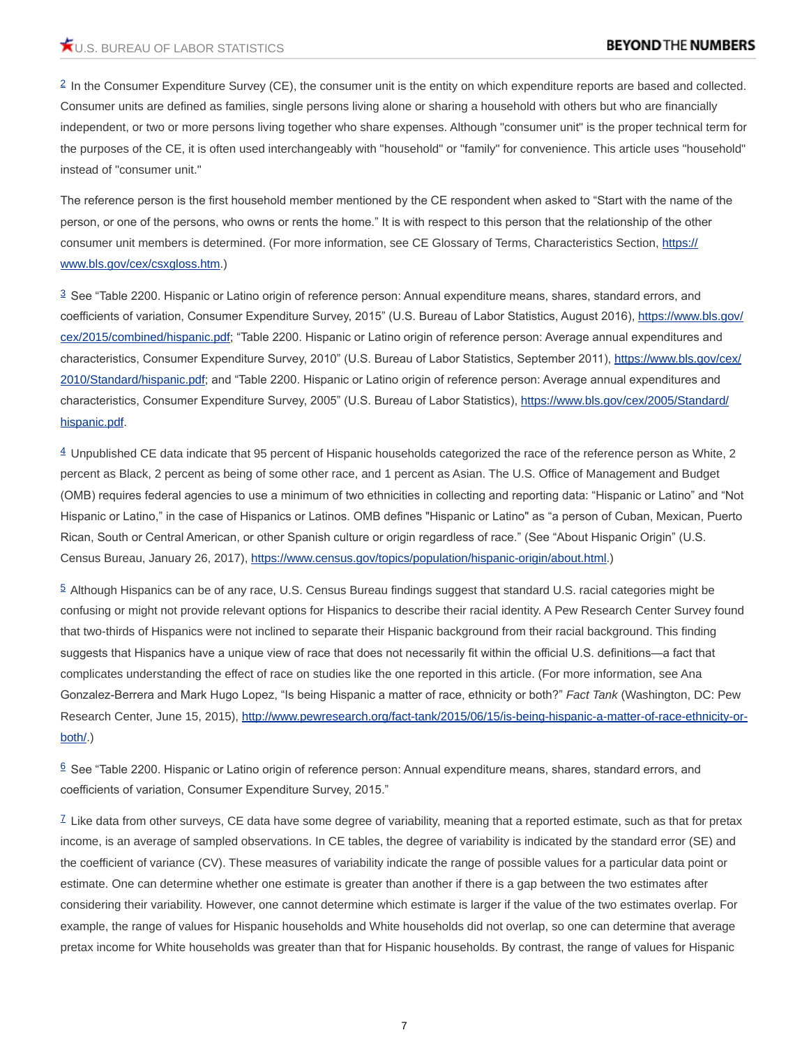[2] In the Consumer Expenditure Survey (CE), the consumer unit is the entity on which expenditure reports are based and collected. Consumer units are defined as families, single persons living alone or sharing a household with others but who are financially independent, or two or more persons living together who share expenses. Although "consumer unit" is the proper technical term for the purposes of the CE, it is often used interchangeably with "household" or "family" for convenience. This article uses "household" instead of "consumer unit."

The reference person is the first household member mentioned by the CE respondent when asked to "Start with the name of the person, or one of the persons, who owns or rents the home." It is with respect to this person that the relationship of the other consumer unit members is determined. (For more information, see CE Glossary of Terms, Characteristics Section, [https://www.bls.gov/cex/csxgloss.htm](https://www.bls.gov/cex/csxgloss.htm).)

[3] See "Table 2200. Hispanic or Latino origin of reference person: Annual expenditure means, shares, standard errors, and coefficients of variation, Consumer Expenditure Survey, 2015" (U.S. Bureau of Labor Statistics, August 2016), [https://www.bls.gov/cex/2015/combined/hispanic.pdf](https://www.bls.gov/cex/2015/combined/hispanic.pdf); "Table 2200. Hispanic or Latino origin of reference person: Average annual expenditures and characteristics, Consumer Expenditure Survey, 2010" (U.S. Bureau of Labor Statistics, September 2011), [https://www.bls.gov/cex/2010/Standard/hispanic.pdf](https://www.bls.gov/cex/2010/Standard/hispanic.pdf); and "Table 2200. Hispanic or Latino origin of reference person: Average annual expenditures and characteristics, Consumer Expenditure Survey, 2005" (U.S. Bureau of Labor Statistics), [https://www.bls.gov/cex/2005/Standard/hispanic.pdf](https://www.bls.gov/cex/2005/Standard/hispanic.pdf).

[4] Unpublished CE data indicate that 95 percent of Hispanic households categorized the race of the reference person as White, 2 percent as Black, 2 percent as being of some other race, and 1 percent as Asian. The U.S. Office of Management and Budget (OMB) requires federal agencies to use a minimum of two ethnicities in collecting and reporting data: "Hispanic or Latino" and "Not Hispanic or Latino," in the case of Hispanics or Latinos. OMB defines "Hispanic or Latino" as "a person of Cuban, Mexican, Puerto Rican, South or Central American, or other Spanish culture or origin regardless of race." (See "About Hispanic Origin" (U.S. Census Bureau, January 26, 2017), [https://www.census.gov/topics/population/hispanic-origin/about.html](https://www.census.gov/topics/population/hispanic-origin/about.html).)

[5] Although Hispanics can be of any race, U.S. Census Bureau findings suggest that standard U.S. racial categories might be confusing or might not provide relevant options for Hispanics to describe their racial identity. A Pew Research Center Survey found that two-thirds of Hispanics were not inclined to separate their Hispanic background from their racial background. This finding suggests that Hispanics have a unique view of race that does not necessarily fit within the official U.S. definitions—a fact that complicates understanding the effect of race on studies like the one reported in this article. (For more information, see Ana Gonzalez-Berrera and Mark Hugo Lopez, "Is being Hispanic a matter of race, ethnicity or both?" *Fact Tank* (Washington, DC: Pew Research Center, June 15, 2015), [http://www.pewresearch.org/fact-tank/2015/06/15/is-being-hispanic-a-matter-of-race-ethnicity-or-both/](http://www.pewresearch.org/fact-tank/2015/06/15/is-being-hispanic-a-matter-of-race-ethnicity-or-both/).)

[6] See "Table 2200. Hispanic or Latino origin of reference person: Annual expenditure means, shares, standard errors, and coefficients of variation, Consumer Expenditure Survey, 2015."

[7] Like data from other surveys, CE data have some degree of variability, meaning that a reported estimate, such as that for pretax income, is an average of sampled observations. In CE tables, the degree of variability is indicated by the standard error (SE) and the coefficient of variance (CV). These measures of variability indicate the range of possible values for a particular data point or estimate. One can determine whether one estimate is greater than another if there is a gap between the two estimates after considering their variability. However, one cannot determine which estimate is larger if the value of the two estimates overlap. For example, the range of values for Hispanic households and White households did not overlap, so one can determine that average pretax income for White households was greater than that for Hispanic households. By contrast, the range of values for Hispanic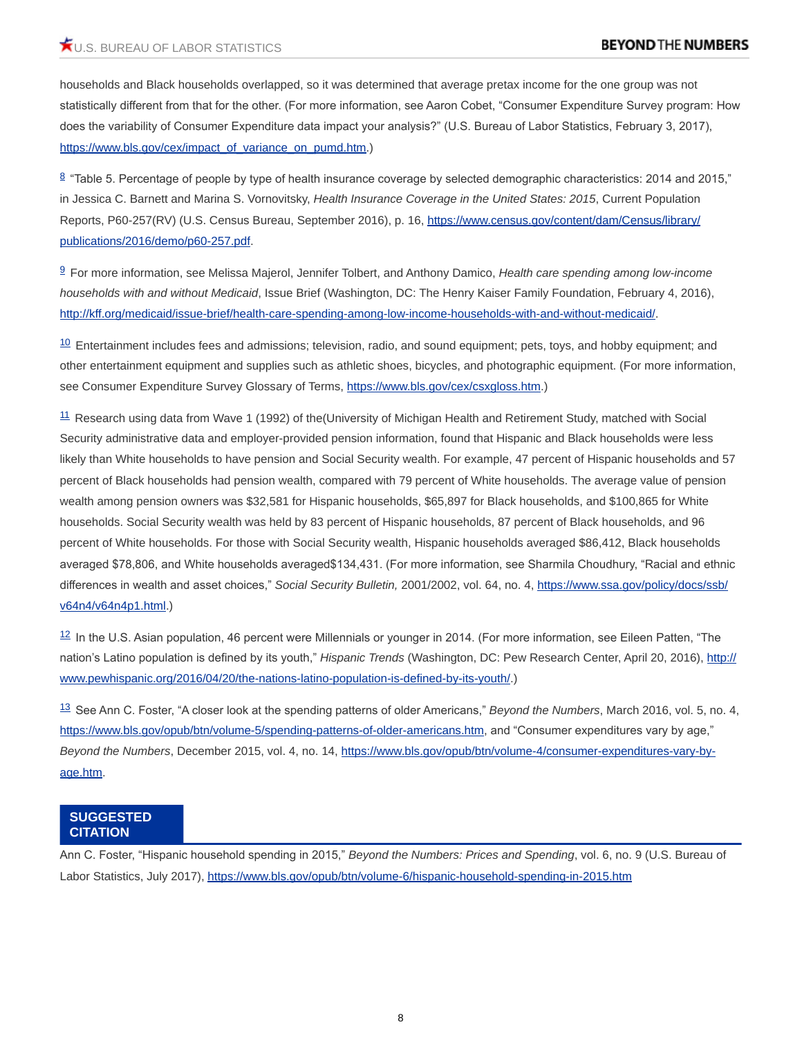households and Black households overlapped, so it was determined that average pretax income for the one group was not statistically different from that for the other. (For more information, see Aaron Cobet, "Consumer Expenditure Survey program: How does the variability of Consumer Expenditure data impact your analysis?" (U.S. Bureau of Labor Statistics, February 3, 2017), https://www.bls.gov/cex/impact_of_variance_on_pumd.htm.)

[8] "Table 5. Percentage of people by type of health insurance coverage by selected demographic characteristics: 2014 and 2015," in Jessica C. Barnett and Marina S. Vornovitsky, *Health Insurance Coverage in the United States: 2015*, Current Population Reports, P60-257(RV) (U.S. Census Bureau, September 2016), p. 16, https://www.census.gov/content/dam/Census/library/publications/2016/demo/p60-257.pdf.

[9] For more information, see Melissa Majerol, Jennifer Tolbert, and Anthony Damico, *Health care spending among low-income households with and without Medicaid*, Issue Brief (Washington, DC: The Henry Kaiser Family Foundation, February 4, 2016), http://kff.org/medicaid/issue-brief/health-care-spending-among-low-income-households-with-and-without-medicaid/.

[10] Entertainment includes fees and admissions; television, radio, and sound equipment; pets, toys, and hobby equipment; and other entertainment equipment and supplies such as athletic shoes, bicycles, and photographic equipment. (For more information, see Consumer Expenditure Survey Glossary of Terms, https://www.bls.gov/cex/csxgloss.htm.)

[11] Research using data from Wave 1 (1992) of the(University of Michigan Health and Retirement Study, matched with Social Security administrative data and employer-provided pension information, found that Hispanic and Black households were less likely than White households to have pension and Social Security wealth. For example, 47 percent of Hispanic households and 57 percent of Black households had pension wealth, compared with 79 percent of White households. The average value of pension wealth among pension owners was $32,581 for Hispanic households, $65,897 for Black households, and $100,865 for White households. Social Security wealth was held by 83 percent of Hispanic households, 87 percent of Black households, and 96 percent of White households. For those with Social Security wealth, Hispanic households averaged $86,412, Black households averaged $78,806, and White households averaged$134,431. (For more information, see Sharmila Choudhury, "Racial and ethnic differences in wealth and asset choices," *Social Security Bulletin,* 2001/2002, vol. 64, no. 4, https://www.ssa.gov/policy/docs/ssb/v64n4/v64n4p1.html.)

[12] In the U.S. Asian population, 46 percent were Millennials or younger in 2014. (For more information, see Eileen Patten, "The nation's Latino population is defined by its youth," *Hispanic Trends* (Washington, DC: Pew Research Center, April 20, 2016), http://www.pewhispanic.org/2016/04/20/the-nations-latino-population-is-defined-by-its-youth/.)

[13] See Ann C. Foster, "A closer look at the spending patterns of older Americans," *Beyond the Numbers*, March 2016, vol. 5, no. 4, https://www.bls.gov/opub/btn/volume-5/spending-patterns-of-older-americans.htm, and "Consumer expenditures vary by age," *Beyond the Numbers*, December 2015, vol. 4, no. 14, https://www.bls.gov/opub/btn/volume-4/consumer-expenditures-vary-by-age.htm.

## SUGGESTED CITATION

Ann C. Foster, "Hispanic household spending in 2015," *Beyond the Numbers: Prices and Spending*, vol. 6, no. 9 (U.S. Bureau of Labor Statistics, July 2017), https://www.bls.gov/opub/btn/volume-6/hispanic-household-spending-in-2015.htm